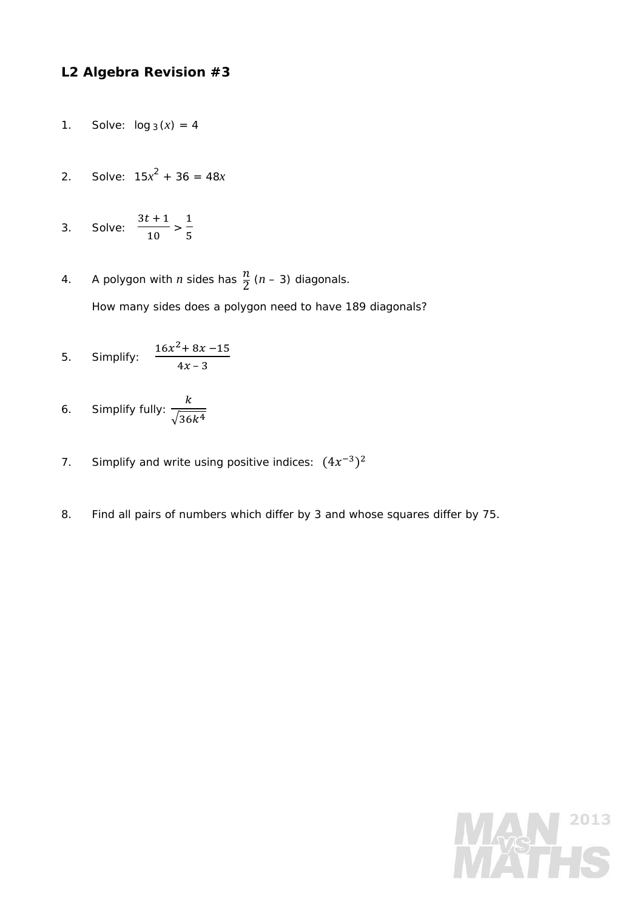## L2 Algebra Revision #3

1. Solve: $\log_3(x) = 4$

2. Solve: $15x^2 + 36 = 48x$

3. Solve: $\dfrac{3t+1}{10} > \dfrac{1}{5}$

4. A polygon with $n$ sides has $\dfrac{n}{2}(n - 3)$ diagonals.

   How many sides does a polygon need to have 189 diagonals?

5. Simplify: $\dfrac{16x^2 + 8x - 15}{4x - 3}$

6. Simplify fully: $\dfrac{k}{\sqrt{36k^4}}$

7. Simplify and write using positive indices: $(4x^{-3})^2$

8. Find all pairs of numbers which differ by 3 and whose squares differ by 75.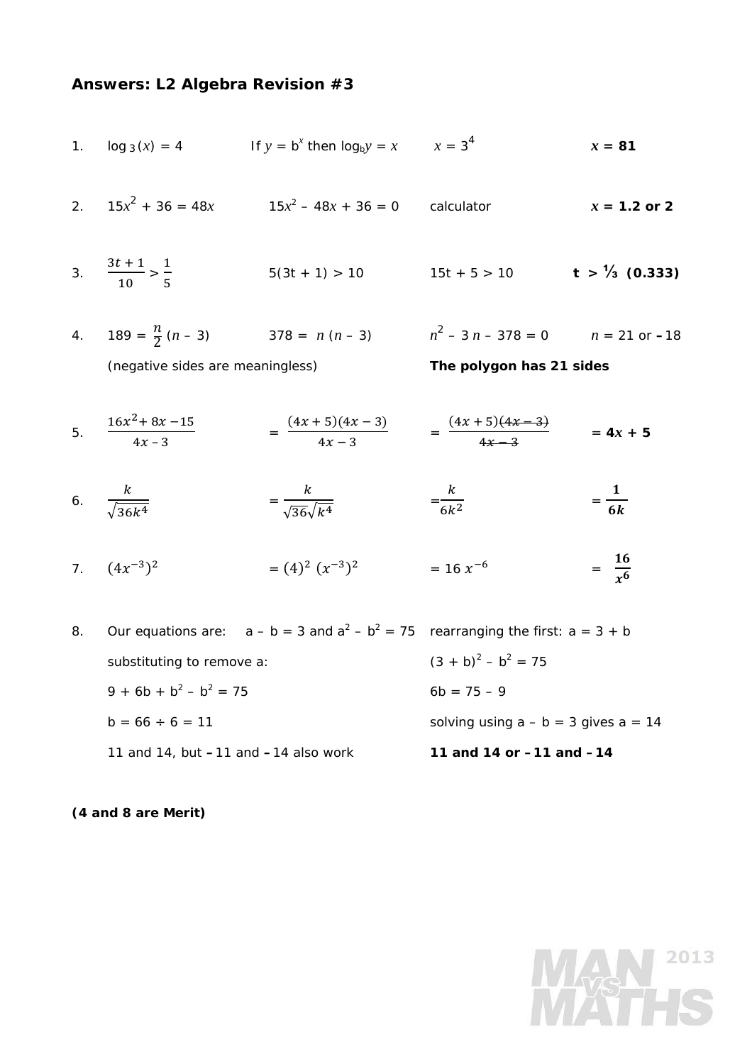## Answers: L2 Algebra Revision #3

1. $\log_3(x) = 4$ If $y = b^x$ then $\log_b y = x$ $x = 3^4$ **$x = 81$**

2. $15x^2 + 36 = 48x$ $15x^2 - 48x + 36 = 0$ calculator **$x = 1.2$ or $2$**

3. $\frac{3t+1}{10} > \frac{1}{5}$ $5(3t + 1) > 10$ $15t + 5 > 10$ **$t > \frac{1}{3}$ (0.333)**

4. $189 = \frac{n}{2}(n - 3)$ $378 = n(n - 3)$ $n^2 - 3n - 378 = 0$ $n = 21$ or $-18$

   (negative sides are meaningless) **The polygon has 21 sides**

5. $\frac{16x^2 + 8x - 15}{4x - 3}$ $= \frac{(4x+5)(4x-3)}{4x-3}$ $= \frac{(4x+5)\cancel{(4x-3)}}{\cancel{4x-3}}$ **$= 4x + 5$**

6. $\frac{k}{\sqrt{36k^4}}$ $= \frac{k}{\sqrt{36}\sqrt{k^4}}$ $= \frac{k}{6k^2}$ $= \mathbf{\frac{1}{6k}}$

7. $(4x^{-3})^2$ $= (4)^2\,(x^{-3})^2$ $= 16\,x^{-6}$ $= \mathbf{\frac{16}{x^6}}$

8. Our equations are: $a - b = 3$ and $a^2 - b^2 = 75$ rearranging the first: $a = 3 + b$

   substituting to remove a: $(3 + b)^2 - b^2 = 75$

   $9 + 6b + b^2 - b^2 = 75$ $6b = 75 - 9$

   $b = 66 \div 6 = 11$ solving using $a - b = 3$ gives $a = 14$

   11 and 14, but $-11$ and $-14$ also work **11 and 14 or $-11$ and $-14$**

**(4 and 8 are Merit)**